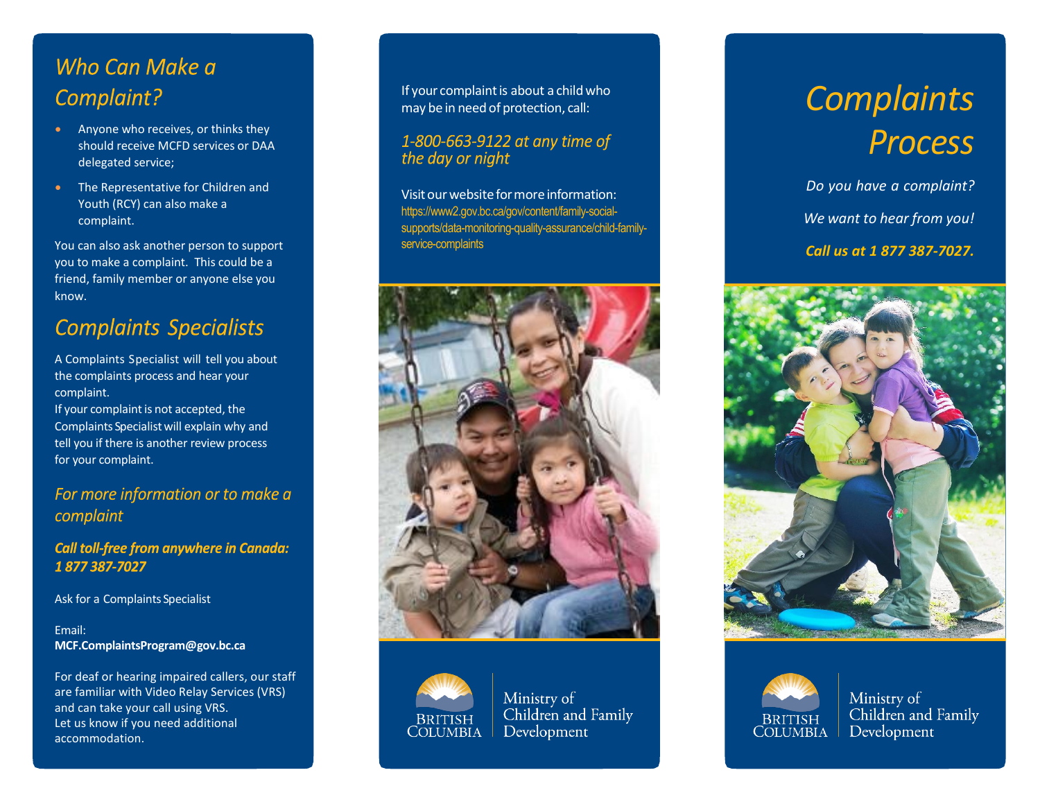## Who Can Make a Complaint?

- Anyone who receives, or thinks they should receive MCFD services or DAA delegated service;
- The Representative for Children and Youth (RCY) can also make a complaint.

You can also ask another person to support you to make a complaint. This could be a friend, family member or anyone else you know.

## Complaints Specialists

A Complaints Specialist will tell you about the complaints process and hear your complaint.

If your complaint is not accepted, the Complaints Specialist will explain why and tell you if there is another review process for your complaint.

### For more information or to make a complaint

***Call toll-free from anywhere in Canada: 1 877 387-7027***

Ask for a Complaints Specialist

Email:
**MCF.ComplaintsProgram@gov.bc.ca**

For deaf or hearing impaired callers, our staff are familiar with Video Relay Services (VRS) and can take your call using VRS.
Let us know if you need additional accommodation.

If your complaint is about a child who may be in need of protection, call:

*1-800-663-9122 at any time of the day or night*

Visit our website for more information:
https://www2.gov.bc.ca/gov/content/family-social-supports/data-monitoring-quality-assurance/child-family-service-complaints

BRITISH COLUMBIA

Ministry of Children and Family Development

# Complaints Process

*Do you have a complaint?*

*We want to hear from you!*

***Call us at 1 877 387-7027.***

BRITISH COLUMBIA

Ministry of Children and Family Development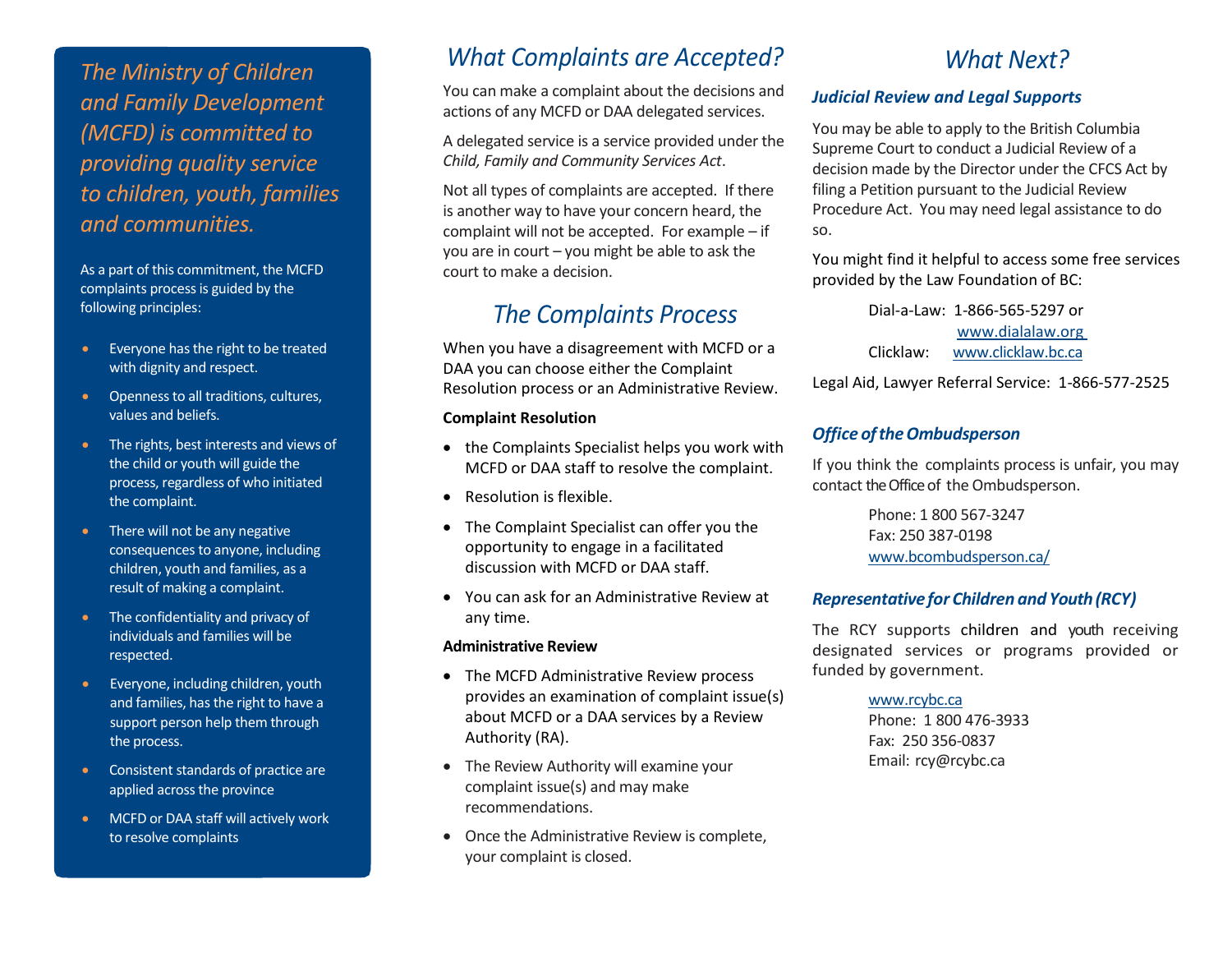*The Ministry of Children and Family Development (MCFD) is committed to providing quality service to children, youth, families and communities.*

As a part of this commitment, the MCFD complaints process is guided by the following principles:

- Everyone has the right to be treated with dignity and respect.
- Openness to all traditions, cultures, values and beliefs.
- The rights, best interests and views of the child or youth will guide the process, regardless of who initiated the complaint.
- There will not be any negative consequences to anyone, including children, youth and families, as a result of making a complaint.
- The confidentiality and privacy of individuals and families will be respected.
- Everyone, including children, youth and families, has the right to have a support person help them through the process.
- Consistent standards of practice are applied across the province
- MCFD or DAA staff will actively work to resolve complaints

# What Complaints are Accepted?

You can make a complaint about the decisions and actions of any MCFD or DAA delegated services.

A delegated service is a service provided under the *Child, Family and Community Services Act*.

Not all types of complaints are accepted. If there is another way to have your concern heard, the complaint will not be accepted. For example – if you are in court – you might be able to ask the court to make a decision.

# The Complaints Process

When you have a disagreement with MCFD or a DAA you can choose either the Complaint Resolution process or an Administrative Review.

**Complaint Resolution**

- the Complaints Specialist helps you work with MCFD or DAA staff to resolve the complaint.
- Resolution is flexible.
- The Complaint Specialist can offer you the opportunity to engage in a facilitated discussion with MCFD or DAA staff.
- You can ask for an Administrative Review at any time.

**Administrative Review**

- The MCFD Administrative Review process provides an examination of complaint issue(s) about MCFD or a DAA services by a Review Authority (RA).
- The Review Authority will examine your complaint issue(s) and may make recommendations.
- Once the Administrative Review is complete, your complaint is closed.

# What Next?

### *Judicial Review and Legal Supports*

You may be able to apply to the British Columbia Supreme Court to conduct a Judicial Review of a decision made by the Director under the CFCS Act by filing a Petition pursuant to the Judicial Review Procedure Act. You may need legal assistance to do so.

You might find it helpful to access some free services provided by the Law Foundation of BC:

Dial-a-Law: 1-866-565-5297 or
www.dialalaw.org
Clicklaw: www.clicklaw.bc.ca

Legal Aid, Lawyer Referral Service: 1-866-577-2525

### *Office of the Ombudsperson*

If you think the complaints process is unfair, you may contact the Office of the Ombudsperson.

Phone: 1 800 567-3247
Fax: 250 387-0198
www.bcombudsperson.ca/

### *Representative for Children and Youth (RCY)*

The RCY supports children and youth receiving designated services or programs provided or funded by government.

www.rcybc.ca
Phone: 1 800 476-3933
Fax: 250 356-0837
Email: rcy@rcybc.ca